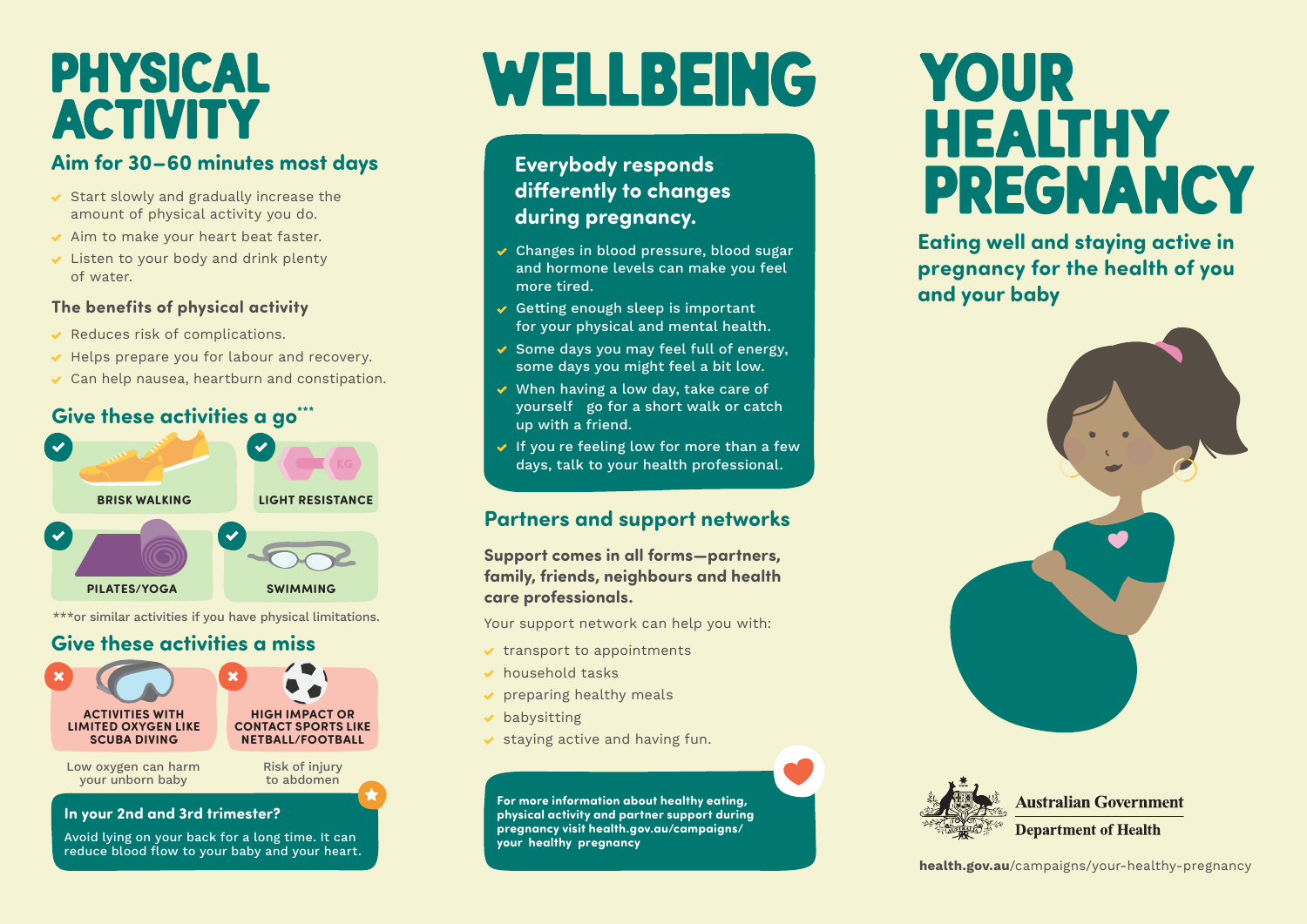# PHYSICAL ACTIVITY

## Aim for 30–60 minutes most days

- Start slowly and gradually increase the amount of physical activity you do.
- Aim to make your heart beat faster.
- Listen to your body and drink plenty of water.

### The benefits of physical activity

- Reduces risk of complications.
- Helps prepare you for labour and recovery.
- Can help nausea, heartburn and constipation.

## Give these activities a go***

- BRISK WALKING
- LIGHT RESISTANCE
- PILATES/YOGA
- SWIMMING

***or similar activities if you have physical limitations.

## Give these activities a miss

- ACTIVITIES WITH LIMITED OXYGEN LIKE SCUBA DIVING — Low oxygen can harm your unborn baby
- HIGH IMPACT OR CONTACT SPORTS LIKE NETBALL/FOOTBALL — Risk of injury to abdomen

**In your 2nd and 3rd trimester?**

Avoid lying on your back for a long time. It can reduce blood flow to your baby and your heart.

# WELLBEING

**Everybody responds differently to changes during pregnancy.**

- Changes in blood pressure, blood sugar and hormone levels can make you feel more tired.
- Getting enough sleep is important for your physical and mental health.
- Some days you may feel full of energy, some days you might feel a bit low.
- When having a low day, take care of yourself go for a short walk or catch up with a friend.
- If you re feeling low for more than a few days, talk to your health professional.

## Partners and support networks

**Support comes in all forms—partners, family, friends, neighbours and health care professionals.**

Your support network can help you with:

- transport to appointments
- household tasks
- preparing healthy meals
- babysitting
- staying active and having fun.

**For more information about healthy eating, physical activity and partner support during pregnancy visit health.gov.au/campaigns/your healthy pregnancy**

# YOUR HEALTHY PREGNANCY

## Eating well and staying active in pregnancy for the health of you and your baby

Australian Government
Department of Health

health.gov.au/campaigns/your-healthy-pregnancy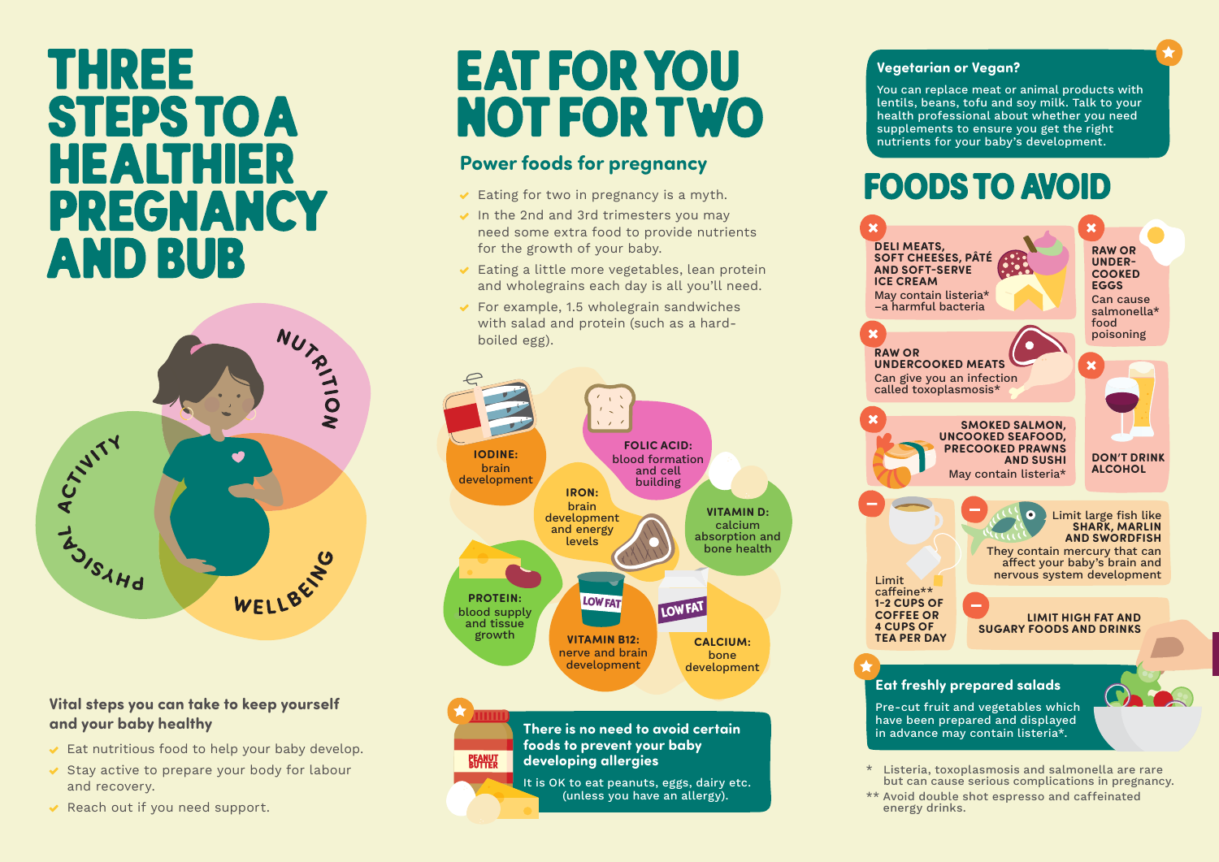# THREE STEPS TO A HEALTHIER PREGNANCY AND BUB

NUTRITION

PHYSICAL ACTIVITY

WELLBEING

**Vital steps you can take to keep yourself and your baby healthy**

- Eat nutritious food to help your baby develop.
- Stay active to prepare your body for labour and recovery.
- Reach out if you need support.

# EAT FOR YOU NOT FOR TWO

## Power foods for pregnancy

- Eating for two in pregnancy is a myth.
- In the 2nd and 3rd trimesters you may need some extra food to provide nutrients for the growth of your baby.
- Eating a little more vegetables, lean protein and wholegrains each day is all you'll need.
- For example, 1.5 wholegrain sandwiches with salad and protein (such as a hard-boiled egg).

**IODINE:** brain development

**FOLIC ACID:** blood formation and cell building

**IRON:** brain development and energy levels

**VITAMIN D:** calcium absorption and bone health

**PROTEIN:** blood supply and tissue growth

**VITAMIN B12:** nerve and brain development

**CALCIUM:** bone development

LOW FAT

LOW FAT

**There is no need to avoid certain foods to prevent your baby developing allergies**

It is OK to eat peanuts, eggs, dairy etc. (unless you have an allergy).

PEANUT BUTTER

**Vegetarian or Vegan?**

You can replace meat or animal products with lentils, beans, tofu and soy milk. Talk to your health professional about whether you need supplements to ensure you get the right nutrients for your baby's development.

# FOODS TO AVOID

- **DELI MEATS, SOFT CHEESES, PÂTÉ AND SOFT-SERVE ICE CREAM** May contain listeria* –a harmful bacteria
- **RAW OR UNDER-COOKED EGGS** Can cause salmonella* food poisoning
- **RAW OR UNDERCOOKED MEATS** Can give you an infection called toxoplasmosis*
- **SMOKED SALMON, UNCOOKED SEAFOOD, PRECOOKED PRAWNS AND SUSHI** May contain listeria*
- **DON'T DRINK ALCOHOL**
- Limit caffeine** **1-2 CUPS OF COFFEE OR 4 CUPS OF TEA PER DAY**
- Limit large fish like **SHARK, MARLIN AND SWORDFISH** They contain mercury that can affect your baby's brain and nervous system development
- **LIMIT HIGH FAT AND SUGARY FOODS AND DRINKS**

**Eat freshly prepared salads**

Pre-cut fruit and vegetables which have been prepared and displayed in advance may contain listeria*.

\* Listeria, toxoplasmosis and salmonella are rare but can cause serious complications in pregnancy.

** Avoid double shot espresso and caffeinated energy drinks.